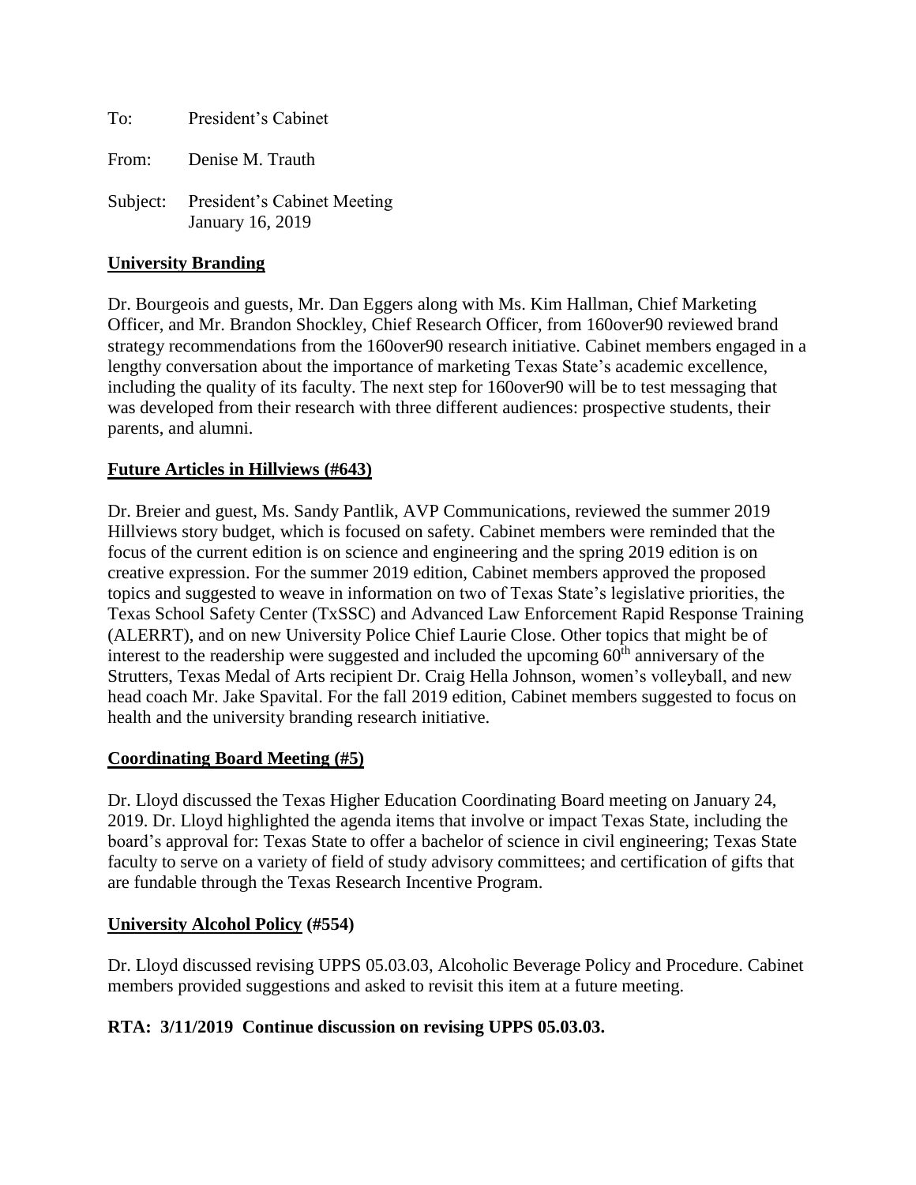To: President's Cabinet

From: Denise M. Trauth

Subject: President's Cabinet Meeting
January 16, 2019

## University Branding

Dr. Bourgeois and guests, Mr. Dan Eggers along with Ms. Kim Hallman, Chief Marketing Officer, and Mr. Brandon Shockley, Chief Research Officer, from 160over90 reviewed brand strategy recommendations from the 160over90 research initiative. Cabinet members engaged in a lengthy conversation about the importance of marketing Texas State's academic excellence, including the quality of its faculty. The next step for 160over90 will be to test messaging that was developed from their research with three different audiences: prospective students, their parents, and alumni.

## Future Articles in Hillviews (#643)

Dr. Breier and guest, Ms. Sandy Pantlik, AVP Communications, reviewed the summer 2019 Hillviews story budget, which is focused on safety. Cabinet members were reminded that the focus of the current edition is on science and engineering and the spring 2019 edition is on creative expression. For the summer 2019 edition, Cabinet members approved the proposed topics and suggested to weave in information on two of Texas State's legislative priorities, the Texas School Safety Center (TxSSC) and Advanced Law Enforcement Rapid Response Training (ALERRT), and on new University Police Chief Laurie Close. Other topics that might be of interest to the readership were suggested and included the upcoming 60th anniversary of the Strutters, Texas Medal of Arts recipient Dr. Craig Hella Johnson, women's volleyball, and new head coach Mr. Jake Spavital. For the fall 2019 edition, Cabinet members suggested to focus on health and the university branding research initiative.

## Coordinating Board Meeting (#5)

Dr. Lloyd discussed the Texas Higher Education Coordinating Board meeting on January 24, 2019. Dr. Lloyd highlighted the agenda items that involve or impact Texas State, including the board's approval for: Texas State to offer a bachelor of science in civil engineering; Texas State faculty to serve on a variety of field of study advisory committees; and certification of gifts that are fundable through the Texas Research Incentive Program.

## University Alcohol Policy (#554)

Dr. Lloyd discussed revising UPPS 05.03.03, Alcoholic Beverage Policy and Procedure. Cabinet members provided suggestions and asked to revisit this item at a future meeting.

**RTA: 3/11/2019 Continue discussion on revising UPPS 05.03.03.**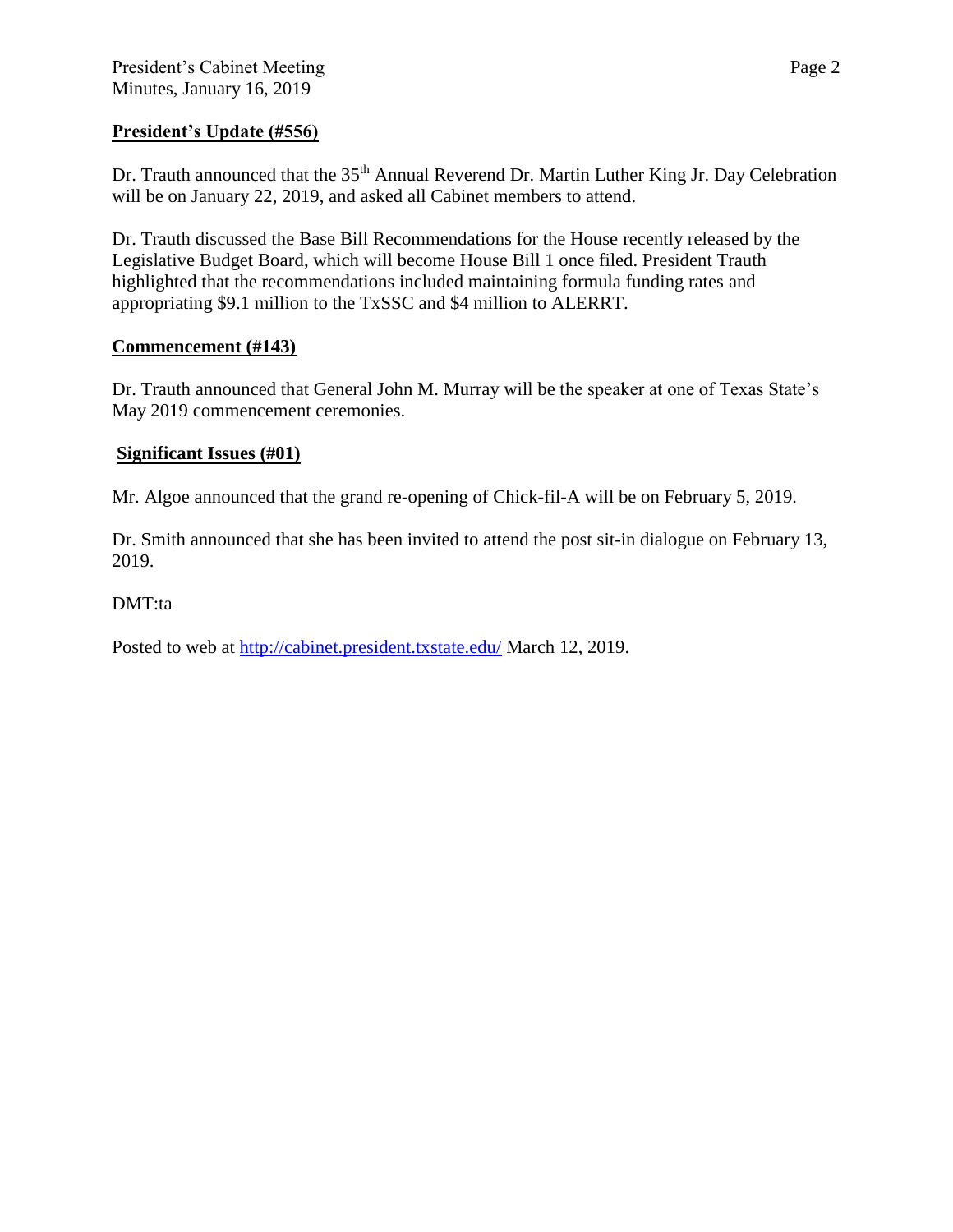**President's Update (#556)**

Dr. Trauth announced that the 35th Annual Reverend Dr. Martin Luther King Jr. Day Celebration will be on January 22, 2019, and asked all Cabinet members to attend.

Dr. Trauth discussed the Base Bill Recommendations for the House recently released by the Legislative Budget Board, which will become House Bill 1 once filed. President Trauth highlighted that the recommendations included maintaining formula funding rates and appropriating $9.1 million to the TxSSC and $4 million to ALERRT.

**Commencement (#143)**

Dr. Trauth announced that General John M. Murray will be the speaker at one of Texas State's May 2019 commencement ceremonies.

**Significant Issues (#01)**

Mr. Algoe announced that the grand re-opening of Chick-fil-A will be on February 5, 2019.

Dr. Smith announced that she has been invited to attend the post sit-in dialogue on February 13, 2019.

DMT:ta

Posted to web at http://cabinet.president.txstate.edu/ March 12, 2019.